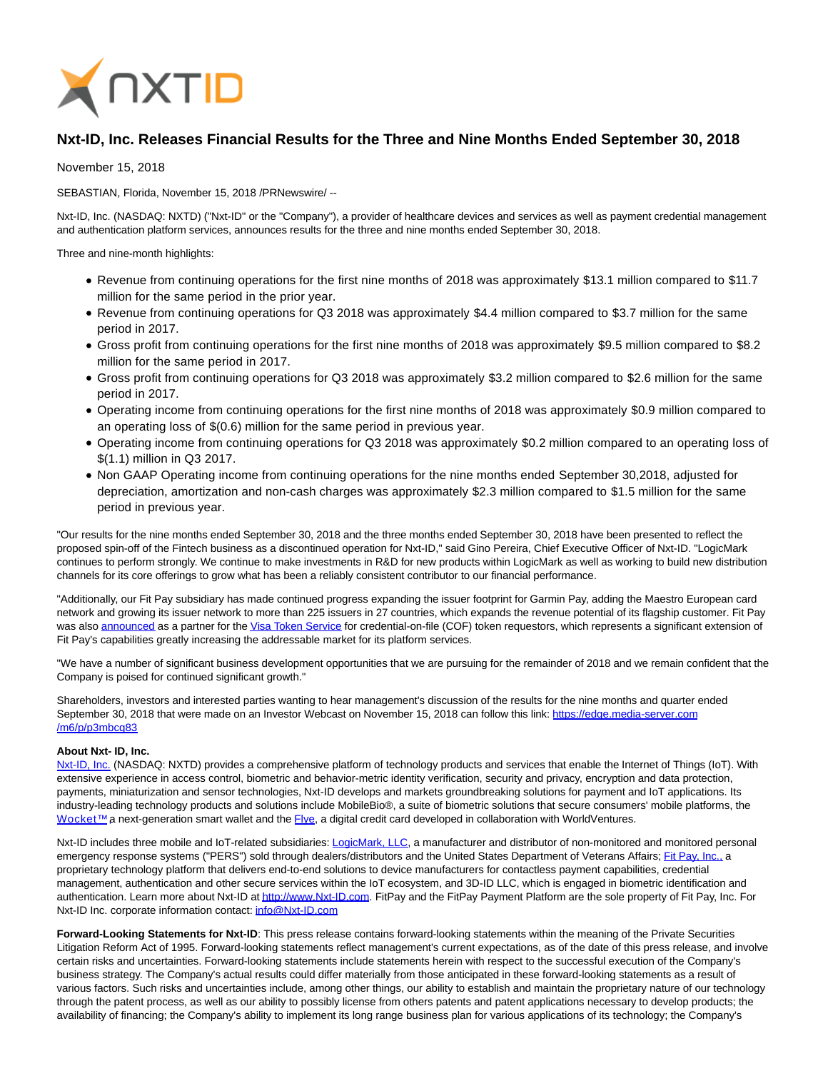# Nxt-ID, Inc. Releases Financial Results for the Three and Nine Months Ended September 30, 2018

November 15, 2018

SEBASTIAN, Florida, November 15, 2018 /PRNewswire/ --

Nxt-ID, Inc. (NASDAQ: NXTD) ("Nxt-ID" or the "Company"), a provider of healthcare devices and services as well as payment credential management and authentication platform services, announces results for the three and nine months ended September 30, 2018.

Three and nine-month highlights:

- Revenue from continuing operations for the first nine months of 2018 was approximately $13.1 million compared to $11.7 million for the same period in the prior year.
- Revenue from continuing operations for Q3 2018 was approximately $4.4 million compared to $3.7 million for the same period in 2017.
- Gross profit from continuing operations for the first nine months of 2018 was approximately $9.5 million compared to $8.2 million for the same period in 2017.
- Gross profit from continuing operations for Q3 2018 was approximately $3.2 million compared to $2.6 million for the same period in 2017.
- Operating income from continuing operations for the first nine months of 2018 was approximately $0.9 million compared to an operating loss of $(0.6) million for the same period in previous year.
- Operating income from continuing operations for Q3 2018 was approximately $0.2 million compared to an operating loss of $(1.1) million in Q3 2017.
- Non GAAP Operating income from continuing operations for the nine months ended September 30,2018, adjusted for depreciation, amortization and non-cash charges was approximately $2.3 million compared to $1.5 million for the same period in previous year.

"Our results for the nine months ended September 30, 2018 and the three months ended September 30, 2018 have been presented to reflect the proposed spin-off of the Fintech business as a discontinued operation for Nxt-ID," said Gino Pereira, Chief Executive Officer of Nxt-ID. "LogicMark continues to perform strongly. We continue to make investments in R&D for new products within LogicMark as well as working to build new distribution channels for its core offerings to grow what has been a reliably consistent contributor to our financial performance.

"Additionally, our Fit Pay subsidiary has made continued progress expanding the issuer footprint for Garmin Pay, adding the Maestro European card network and growing its issuer network to more than 225 issuers in 27 countries, which expands the revenue potential of its flagship customer. Fit Pay was also announced as a partner for the Visa Token Service for credential-on-file (COF) token requestors, which represents a significant extension of Fit Pay's capabilities greatly increasing the addressable market for its platform services.

"We have a number of significant business development opportunities that we are pursuing for the remainder of 2018 and we remain confident that the Company is poised for continued significant growth."

Shareholders, investors and interested parties wanting to hear management's discussion of the results for the nine months and quarter ended September 30, 2018 that were made on an Investor Webcast on November 15, 2018 can follow this link: https://edge.media-server.com/m6/p/p3mbcq83

**About Nxt- ID, Inc.**

Nxt-ID, Inc. (NASDAQ: NXTD) provides a comprehensive platform of technology products and services that enable the Internet of Things (IoT). With extensive experience in access control, biometric and behavior-metric identity verification, security and privacy, encryption and data protection, payments, miniaturization and sensor technologies, Nxt-ID develops and markets groundbreaking solutions for payment and IoT applications. Its industry-leading technology products and solutions include MobileBio®, a suite of biometric solutions that secure consumers' mobile platforms, the Wocket™ a next-generation smart wallet and the Flye, a digital credit card developed in collaboration with WorldVentures.

Nxt-ID includes three mobile and IoT-related subsidiaries: LogicMark, LLC, a manufacturer and distributor of non-monitored and monitored personal emergency response systems ("PERS") sold through dealers/distributors and the United States Department of Veterans Affairs; Fit Pay, Inc., a proprietary technology platform that delivers end-to-end solutions to device manufacturers for contactless payment capabilities, credential management, authentication and other secure services within the IoT ecosystem, and 3D-ID LLC, which is engaged in biometric identification and authentication. Learn more about Nxt-ID at http://www.Nxt-ID.com. FitPay and the FitPay Payment Platform are the sole property of Fit Pay, Inc. For Nxt-ID Inc. corporate information contact: info@Nxt-ID.com

**Forward-Looking Statements for Nxt-ID**: This press release contains forward-looking statements within the meaning of the Private Securities Litigation Reform Act of 1995. Forward-looking statements reflect management's current expectations, as of the date of this press release, and involve certain risks and uncertainties. Forward-looking statements include statements herein with respect to the successful execution of the Company's business strategy. The Company's actual results could differ materially from those anticipated in these forward-looking statements as a result of various factors. Such risks and uncertainties include, among other things, our ability to establish and maintain the proprietary nature of our technology through the patent process, as well as our ability to possibly license from others patents and patent applications necessary to develop products; the availability of financing; the Company's ability to implement its long range business plan for various applications of its technology; the Company's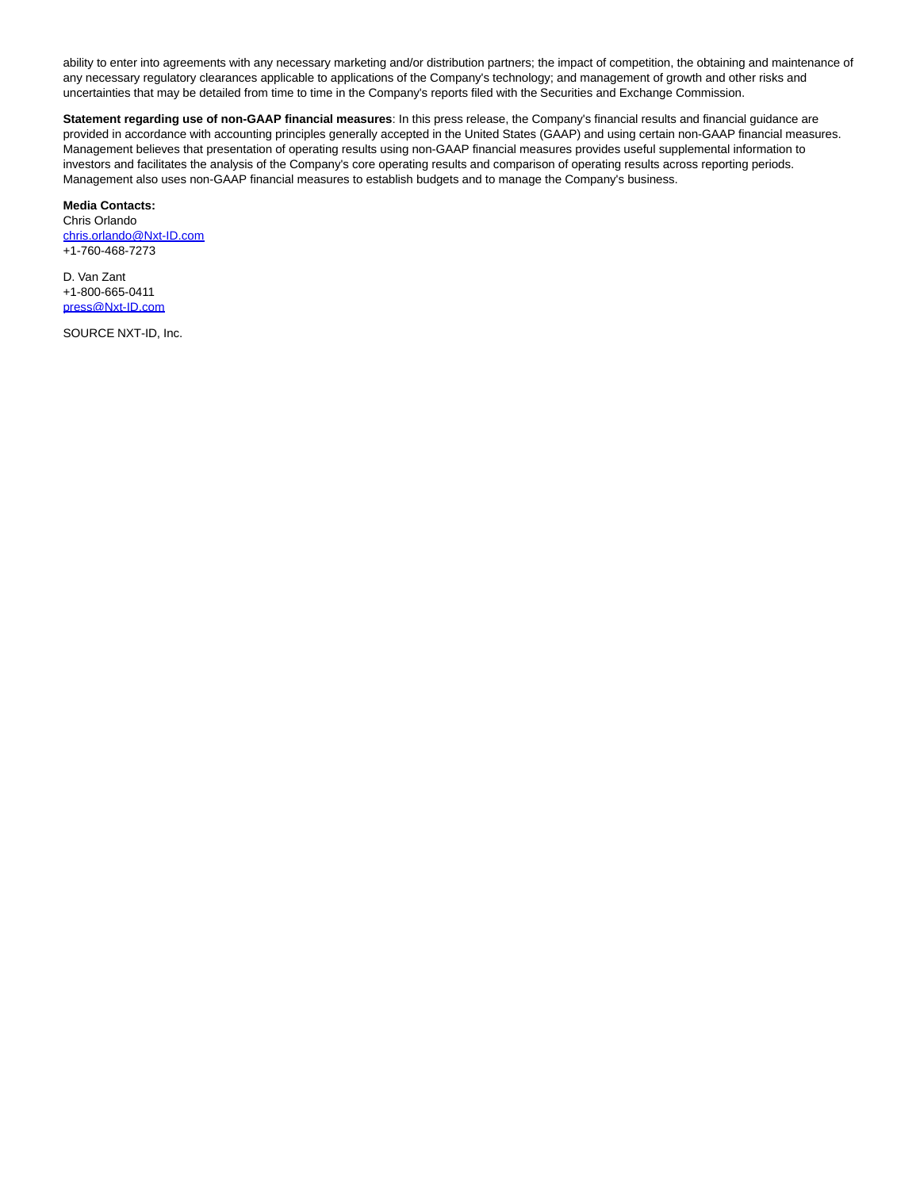ability to enter into agreements with any necessary marketing and/or distribution partners; the impact of competition, the obtaining and maintenance of any necessary regulatory clearances applicable to applications of the Company's technology; and management of growth and other risks and uncertainties that may be detailed from time to time in the Company's reports filed with the Securities and Exchange Commission.

**Statement regarding use of non-GAAP financial measures**: In this press release, the Company's financial results and financial guidance are provided in accordance with accounting principles generally accepted in the United States (GAAP) and using certain non-GAAP financial measures. Management believes that presentation of operating results using non-GAAP financial measures provides useful supplemental information to investors and facilitates the analysis of the Company's core operating results and comparison of operating results across reporting periods. Management also uses non-GAAP financial measures to establish budgets and to manage the Company's business.

**Media Contacts:**
Chris Orlando
chris.orlando@Nxt-ID.com
+1-760-468-7273

D. Van Zant
+1-800-665-0411
press@Nxt-ID.com

SOURCE NXT-ID, Inc.